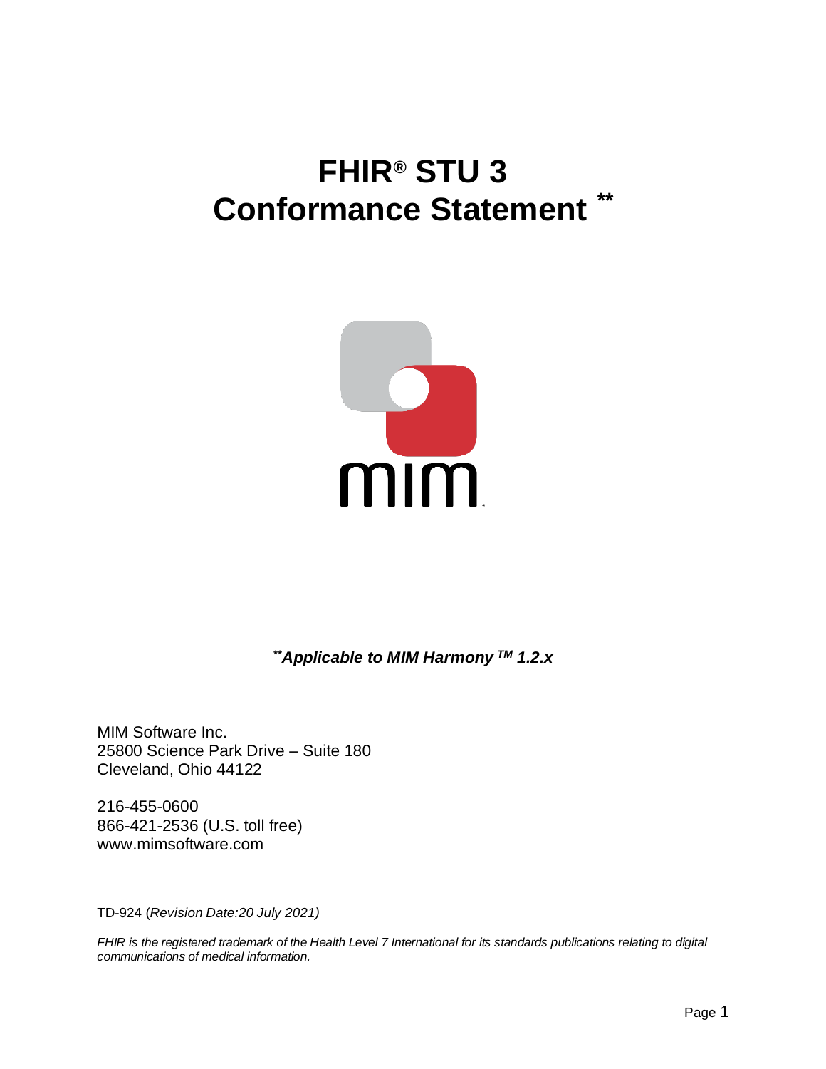# FHIR® STU 3 Conformance Statement **

***Applicable to MIM Harmony ™ 1.2.x***

MIM Software Inc.
25800 Science Park Drive – Suite 180
Cleveland, Ohio 44122

216-455-0600
866-421-2536 (U.S. toll free)
www.mimsoftware.com

TD-924 (*Revision Date:20 July 2021)*

*FHIR is the registered trademark of the Health Level 7 International for its standards publications relating to digital communications of medical information.*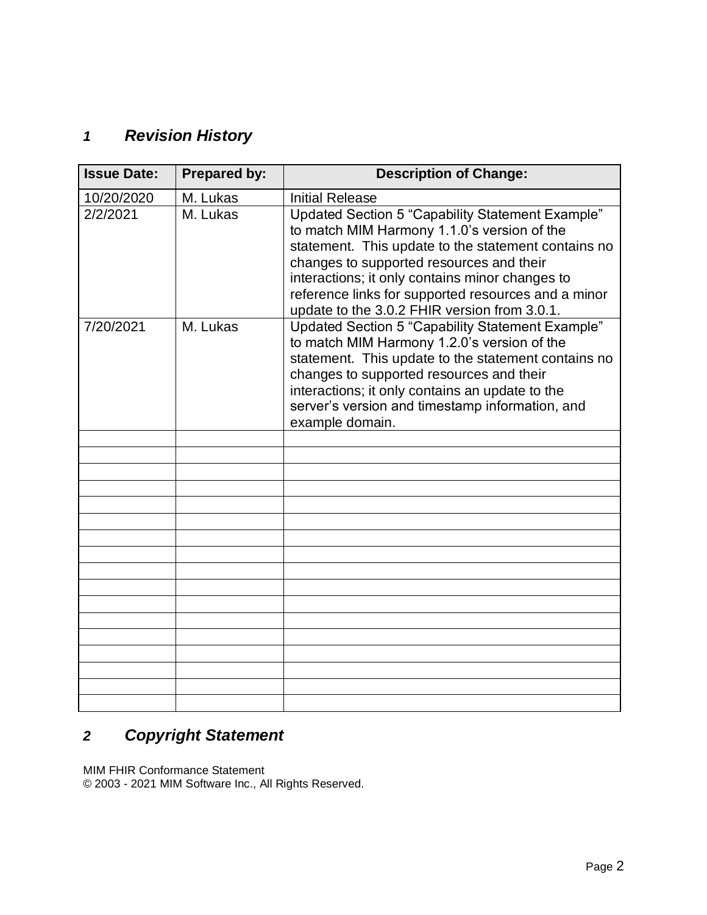## 1 Revision History

| Issue Date: | Prepared by: | Description of Change: |
|---|---|---|
| 10/20/2020 | M. Lukas | Initial Release |
| 2/2/2021 | M. Lukas | Updated Section 5 “Capability Statement Example” to match MIM Harmony 1.1.0’s version of the statement. This update to the statement contains no changes to supported resources and their interactions; it only contains minor changes to reference links for supported resources and a minor update to the 3.0.2 FHIR version from 3.0.1. |
| 7/20/2021 | M. Lukas | Updated Section 5 “Capability Statement Example” to match MIM Harmony 1.2.0’s version of the statement. This update to the statement contains no changes to supported resources and their interactions; it only contains an update to the server’s version and timestamp information, and example domain. |
| | | |
| | | |
| | | |
| | | |
| | | |
| | | |
| | | |
| | | |
| | | |
| | | |
| | | |
| | | |
| | | |
| | | |
| | | |
| | | |
| | | |

## 2 Copyright Statement

MIM FHIR Conformance Statement
© 2003 - 2021 MIM Software Inc., All Rights Reserved.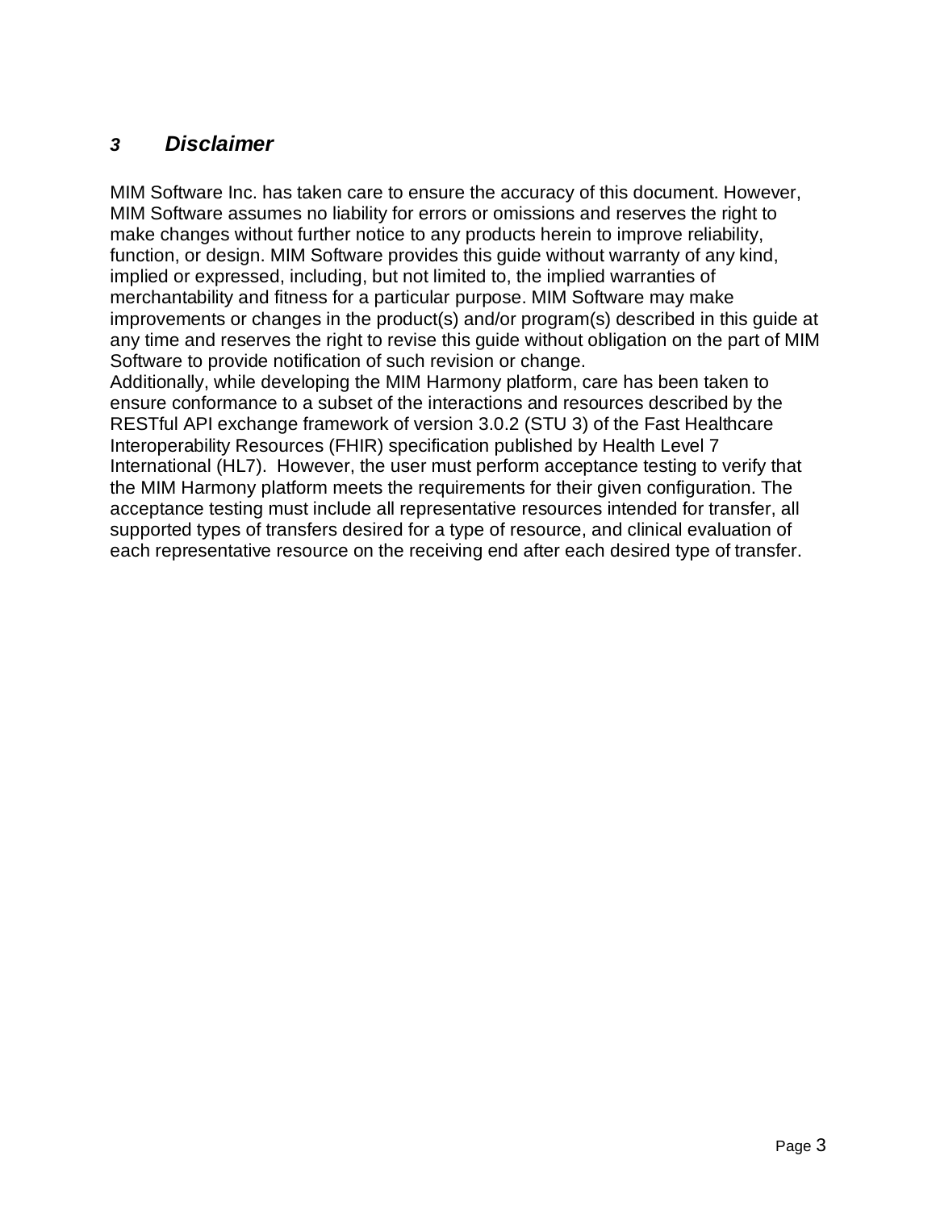## 3 Disclaimer

MIM Software Inc. has taken care to ensure the accuracy of this document. However, MIM Software assumes no liability for errors or omissions and reserves the right to make changes without further notice to any products herein to improve reliability, function, or design. MIM Software provides this guide without warranty of any kind, implied or expressed, including, but not limited to, the implied warranties of merchantability and fitness for a particular purpose. MIM Software may make improvements or changes in the product(s) and/or program(s) described in this guide at any time and reserves the right to revise this guide without obligation on the part of MIM Software to provide notification of such revision or change.

Additionally, while developing the MIM Harmony platform, care has been taken to ensure conformance to a subset of the interactions and resources described by the RESTful API exchange framework of version 3.0.2 (STU 3) of the Fast Healthcare Interoperability Resources (FHIR) specification published by Health Level 7 International (HL7). However, the user must perform acceptance testing to verify that the MIM Harmony platform meets the requirements for their given configuration. The acceptance testing must include all representative resources intended for transfer, all supported types of transfers desired for a type of resource, and clinical evaluation of each representative resource on the receiving end after each desired type of transfer.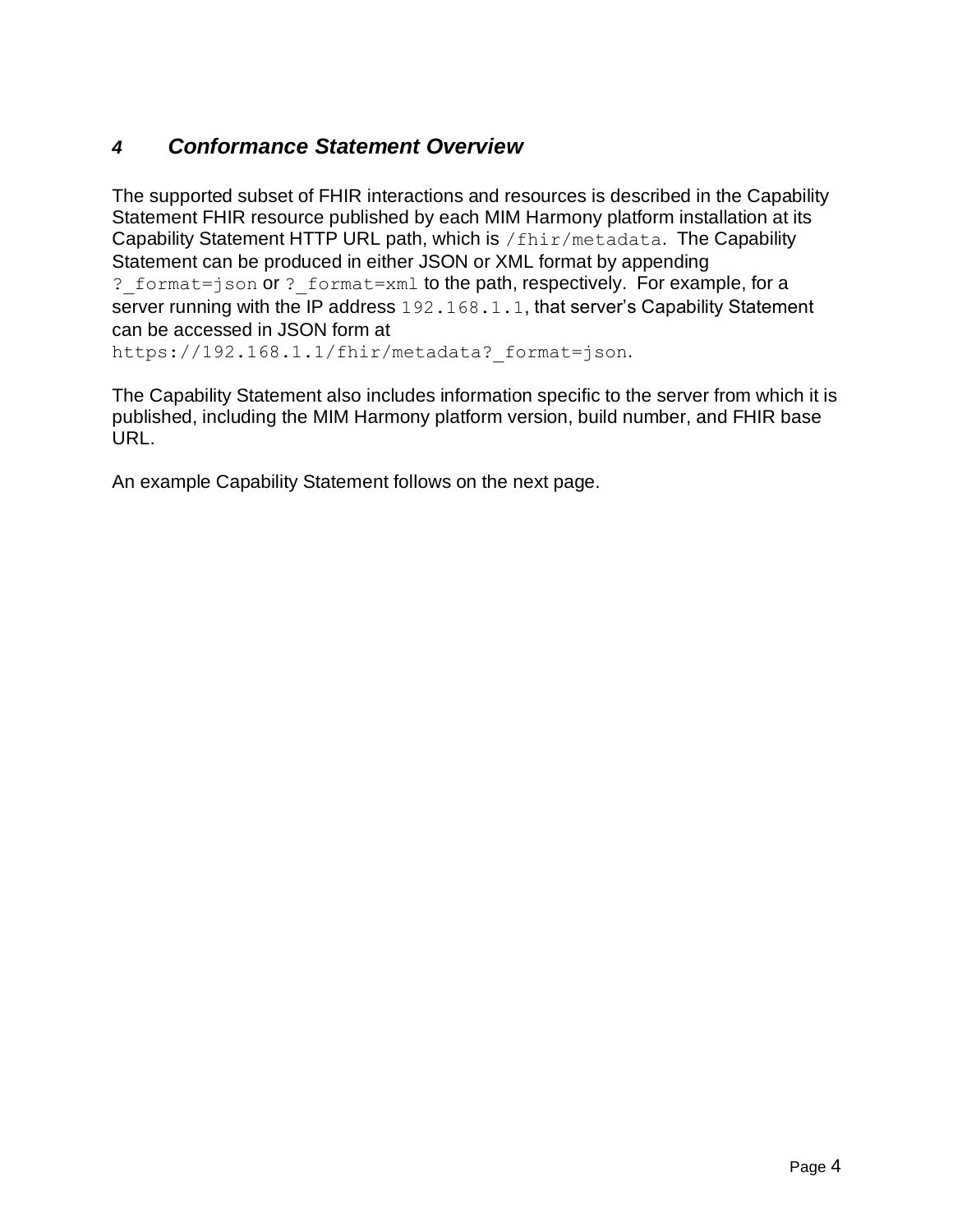# 4 *Conformance Statement Overview*

The supported subset of FHIR interactions and resources is described in the Capability Statement FHIR resource published by each MIM Harmony platform installation at its Capability Statement HTTP URL path, which is `/fhir/metadata`. The Capability Statement can be produced in either JSON or XML format by appending `?_format=json` or `?_format=xml` to the path, respectively. For example, for a server running with the IP address `192.168.1.1`, that server's Capability Statement can be accessed in JSON form at `https://192.168.1.1/fhir/metadata?_format=json`.

The Capability Statement also includes information specific to the server from which it is published, including the MIM Harmony platform version, build number, and FHIR base URL.

An example Capability Statement follows on the next page.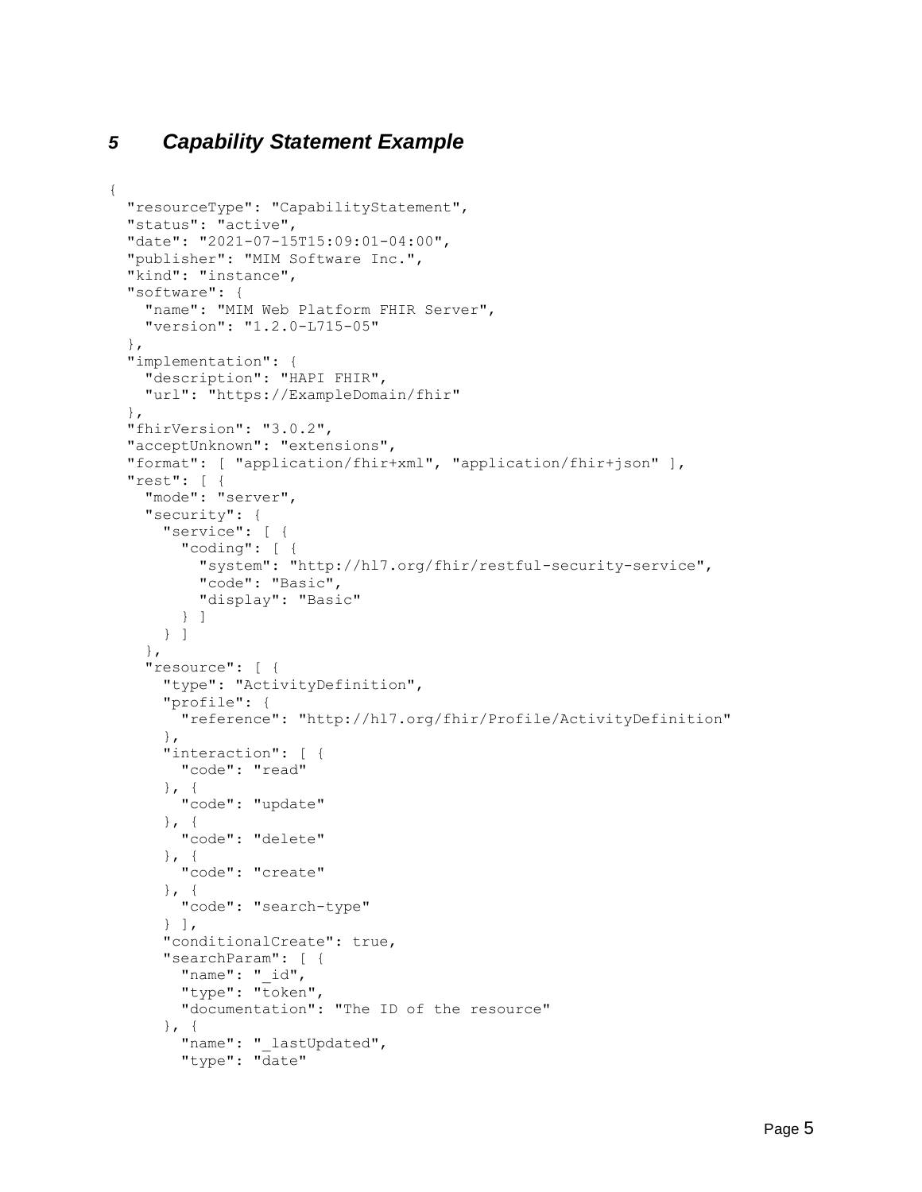## 5 Capability Statement Example

```
{
  "resourceType": "CapabilityStatement",
  "status": "active",
  "date": "2021-07-15T15:09:01-04:00",
  "publisher": "MIM Software Inc.",
  "kind": "instance",
  "software": {
    "name": "MIM Web Platform FHIR Server",
    "version": "1.2.0-L715-05"
  },
  "implementation": {
    "description": "HAPI FHIR",
    "url": "https://ExampleDomain/fhir"
  },
  "fhirVersion": "3.0.2",
  "acceptUnknown": "extensions",
  "format": [ "application/fhir+xml", "application/fhir+json" ],
  "rest": [ {
    "mode": "server",
    "security": {
      "service": [ {
        "coding": [ {
          "system": "http://hl7.org/fhir/restful-security-service",
          "code": "Basic",
          "display": "Basic"
        } ]
      } ]
    },
    "resource": [ {
      "type": "ActivityDefinition",
      "profile": {
        "reference": "http://hl7.org/fhir/Profile/ActivityDefinition"
      },
      "interaction": [ {
        "code": "read"
      }, {
        "code": "update"
      }, {
        "code": "delete"
      }, {
        "code": "create"
      }, {
        "code": "search-type"
      } ],
      "conditionalCreate": true,
      "searchParam": [ {
        "name": "_id",
        "type": "token",
        "documentation": "The ID of the resource"
      }, {
        "name": "_lastUpdated",
        "type": "date"
```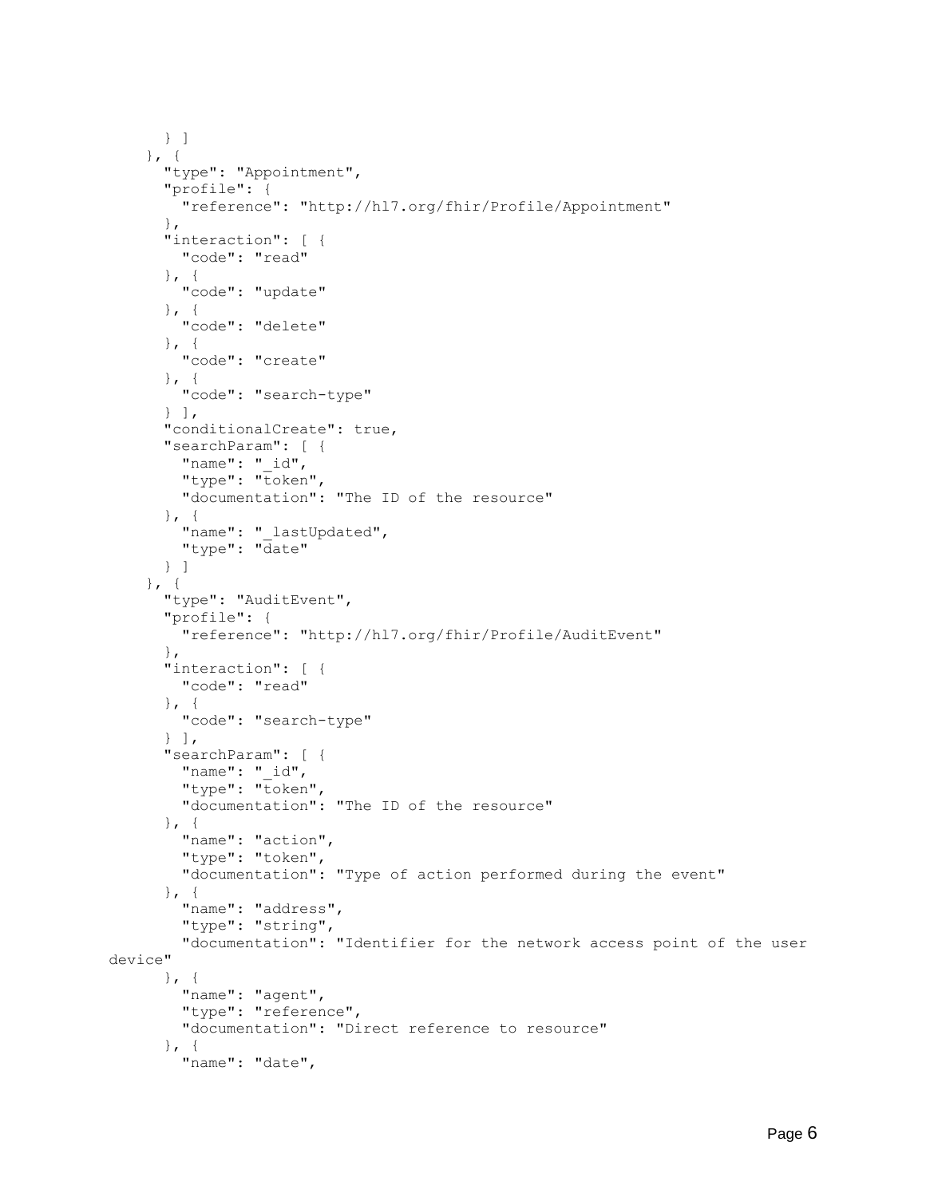```
      } ]
    }, {
      "type": "Appointment",
      "profile": {
        "reference": "http://hl7.org/fhir/Profile/Appointment"
      },
      "interaction": [ {
        "code": "read"
      }, {
        "code": "update"
      }, {
        "code": "delete"
      }, {
        "code": "create"
      }, {
        "code": "search-type"
      } ],
      "conditionalCreate": true,
      "searchParam": [ {
        "name": "_id",
        "type": "token",
        "documentation": "The ID of the resource"
      }, {
        "name": "_lastUpdated",
        "type": "date"
      } ]
    }, {
      "type": "AuditEvent",
      "profile": {
        "reference": "http://hl7.org/fhir/Profile/AuditEvent"
      },
      "interaction": [ {
        "code": "read"
      }, {
        "code": "search-type"
      } ],
      "searchParam": [ {
        "name": "_id",
        "type": "token",
        "documentation": "The ID of the resource"
      }, {
        "name": "action",
        "type": "token",
        "documentation": "Type of action performed during the event"
      }, {
        "name": "address",
        "type": "string",
        "documentation": "Identifier for the network access point of the user
device"
      }, {
        "name": "agent",
        "type": "reference",
        "documentation": "Direct reference to resource"
      }, {
        "name": "date",
```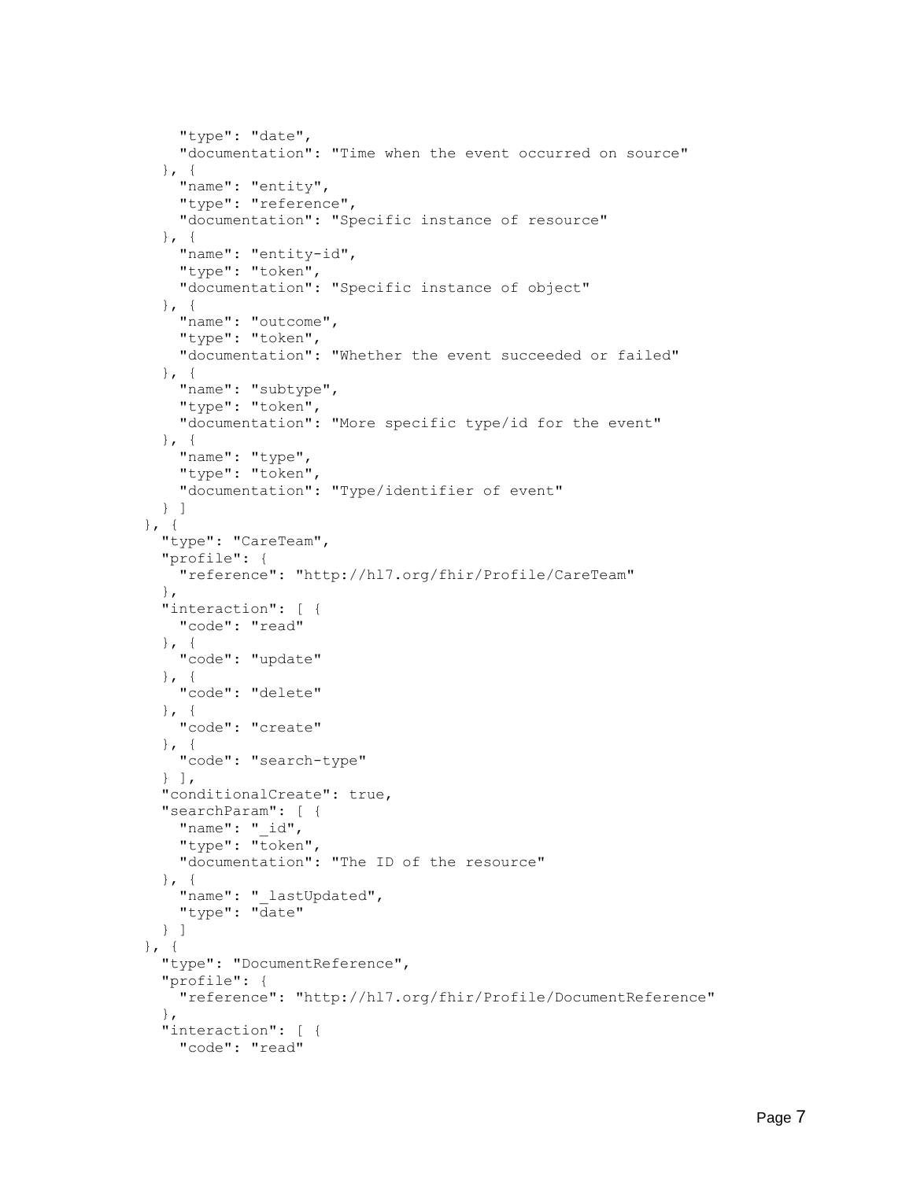```
        "type": "date",
        "documentation": "Time when the event occurred on source"
      }, {
        "name": "entity",
        "type": "reference",
        "documentation": "Specific instance of resource"
      }, {
        "name": "entity-id",
        "type": "token",
        "documentation": "Specific instance of object"
      }, {
        "name": "outcome",
        "type": "token",
        "documentation": "Whether the event succeeded or failed"
      }, {
        "name": "subtype",
        "type": "token",
        "documentation": "More specific type/id for the event"
      }, {
        "name": "type",
        "type": "token",
        "documentation": "Type/identifier of event"
      } ]
    }, {
      "type": "CareTeam",
      "profile": {
        "reference": "http://hl7.org/fhir/Profile/CareTeam"
      },
      "interaction": [ {
        "code": "read"
      }, {
        "code": "update"
      }, {
        "code": "delete"
      }, {
        "code": "create"
      }, {
        "code": "search-type"
      } ],
      "conditionalCreate": true,
      "searchParam": [ {
        "name": "_id",
        "type": "token",
        "documentation": "The ID of the resource"
      }, {
        "name": "_lastUpdated",
        "type": "date"
      } ]
    }, {
      "type": "DocumentReference",
      "profile": {
        "reference": "http://hl7.org/fhir/Profile/DocumentReference"
      },
      "interaction": [ {
        "code": "read"
```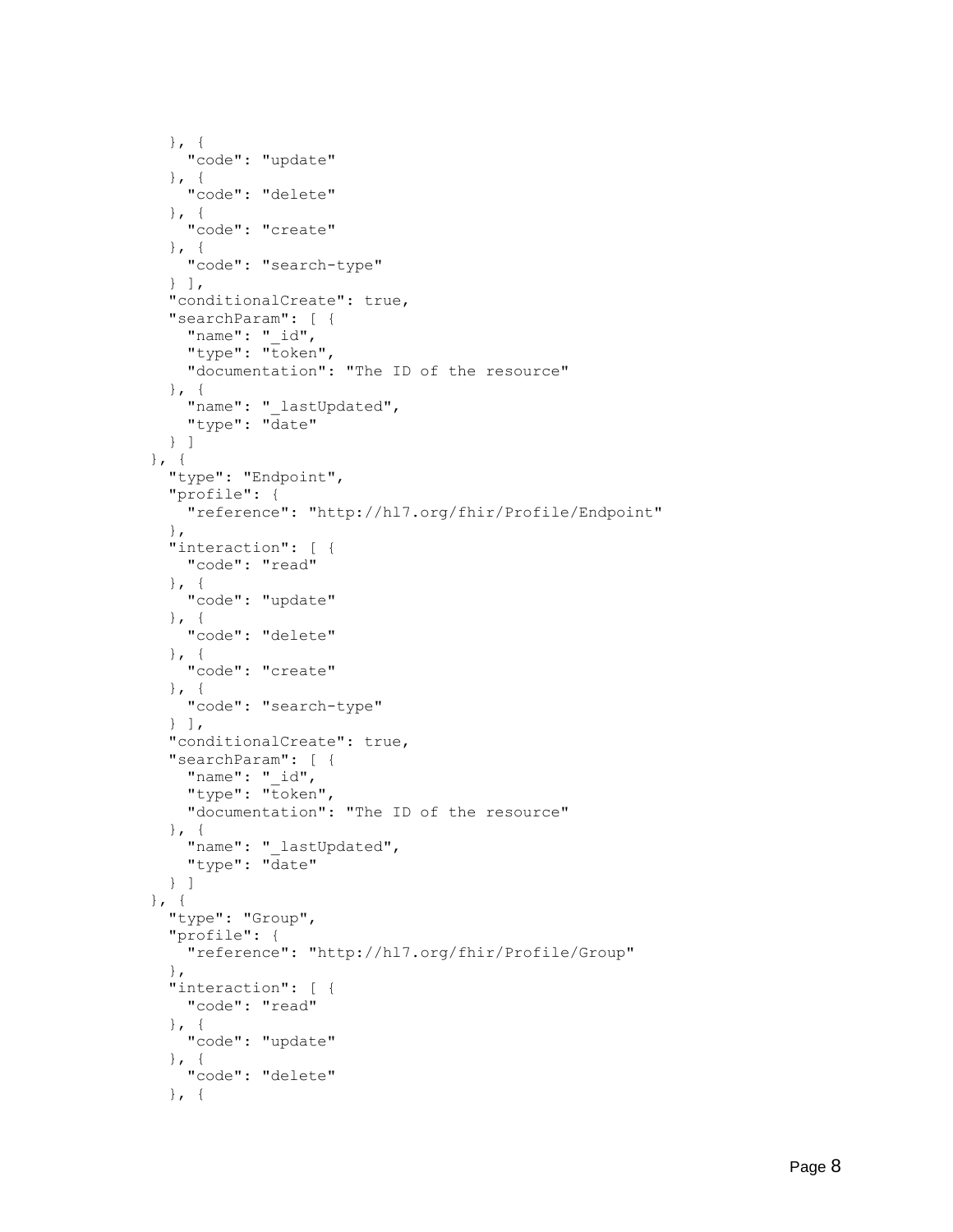```
    }, {
      "code": "update"
    }, {
      "code": "delete"
    }, {
      "code": "create"
    }, {
      "code": "search-type"
    } ],
    "conditionalCreate": true,
    "searchParam": [ {
      "name": "_id",
      "type": "token",
      "documentation": "The ID of the resource"
    }, {
      "name": "_lastUpdated",
      "type": "date"
    } ]
  }, {
    "type": "Endpoint",
    "profile": {
      "reference": "http://hl7.org/fhir/Profile/Endpoint"
    },
    "interaction": [ {
      "code": "read"
    }, {
      "code": "update"
    }, {
      "code": "delete"
    }, {
      "code": "create"
    }, {
      "code": "search-type"
    } ],
    "conditionalCreate": true,
    "searchParam": [ {
      "name": "_id",
      "type": "token",
      "documentation": "The ID of the resource"
    }, {
      "name": "_lastUpdated",
      "type": "date"
    } ]
  }, {
    "type": "Group",
    "profile": {
      "reference": "http://hl7.org/fhir/Profile/Group"
    },
    "interaction": [ {
      "code": "read"
    }, {
      "code": "update"
    }, {
      "code": "delete"
    }, {
```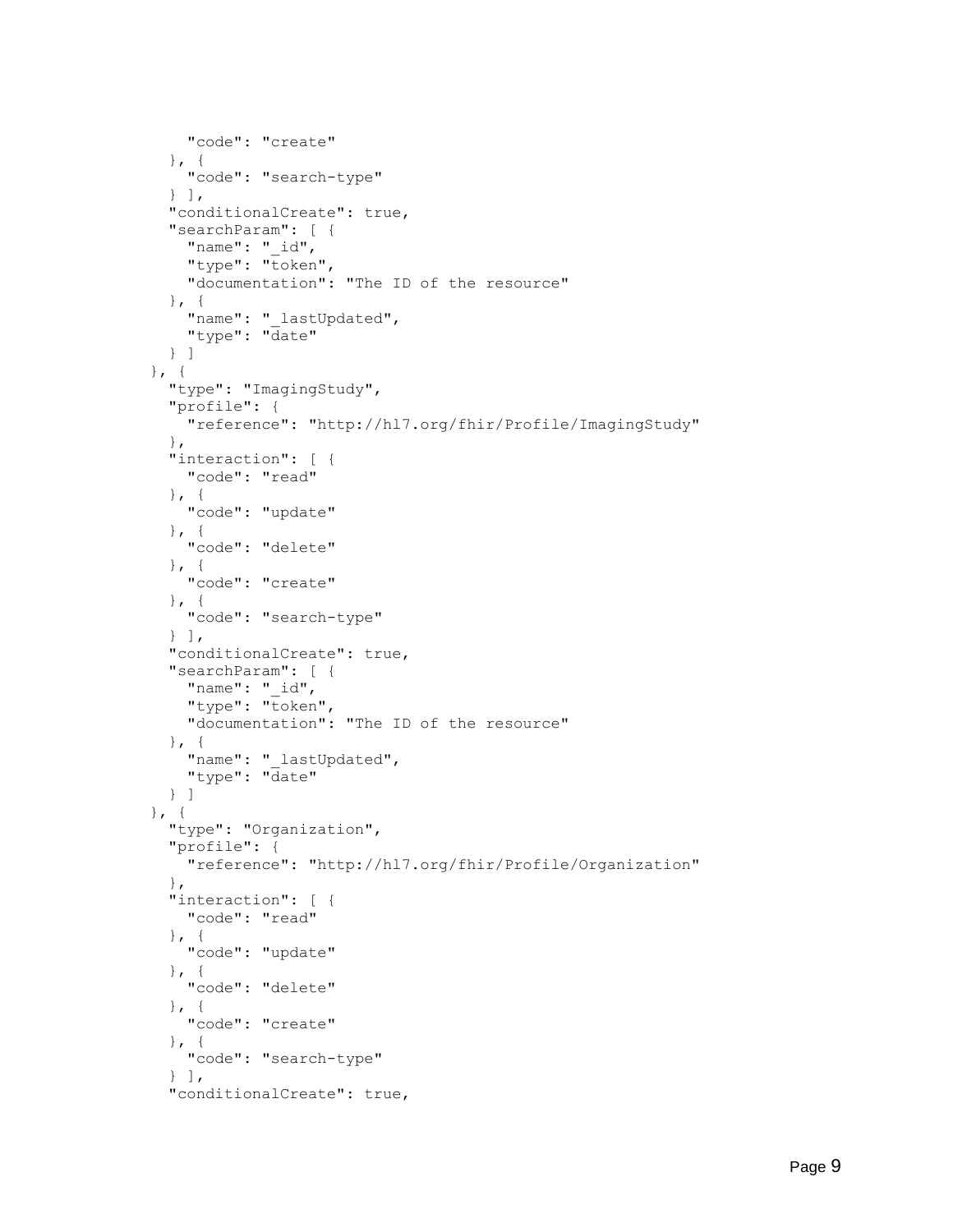```
        "code": "create"
      }, {
        "code": "search-type"
      } ],
      "conditionalCreate": true,
      "searchParam": [ {
        "name": "_id",
        "type": "token",
        "documentation": "The ID of the resource"
      }, {
        "name": "_lastUpdated",
        "type": "date"
      } ]
    }, {
      "type": "ImagingStudy",
      "profile": {
        "reference": "http://hl7.org/fhir/Profile/ImagingStudy"
      },
      "interaction": [ {
        "code": "read"
      }, {
        "code": "update"
      }, {
        "code": "delete"
      }, {
        "code": "create"
      }, {
        "code": "search-type"
      } ],
      "conditionalCreate": true,
      "searchParam": [ {
        "name": "_id",
        "type": "token",
        "documentation": "The ID of the resource"
      }, {
        "name": "_lastUpdated",
        "type": "date"
      } ]
    }, {
      "type": "Organization",
      "profile": {
        "reference": "http://hl7.org/fhir/Profile/Organization"
      },
      "interaction": [ {
        "code": "read"
      }, {
        "code": "update"
      }, {
        "code": "delete"
      }, {
        "code": "create"
      }, {
        "code": "search-type"
      } ],
      "conditionalCreate": true,
```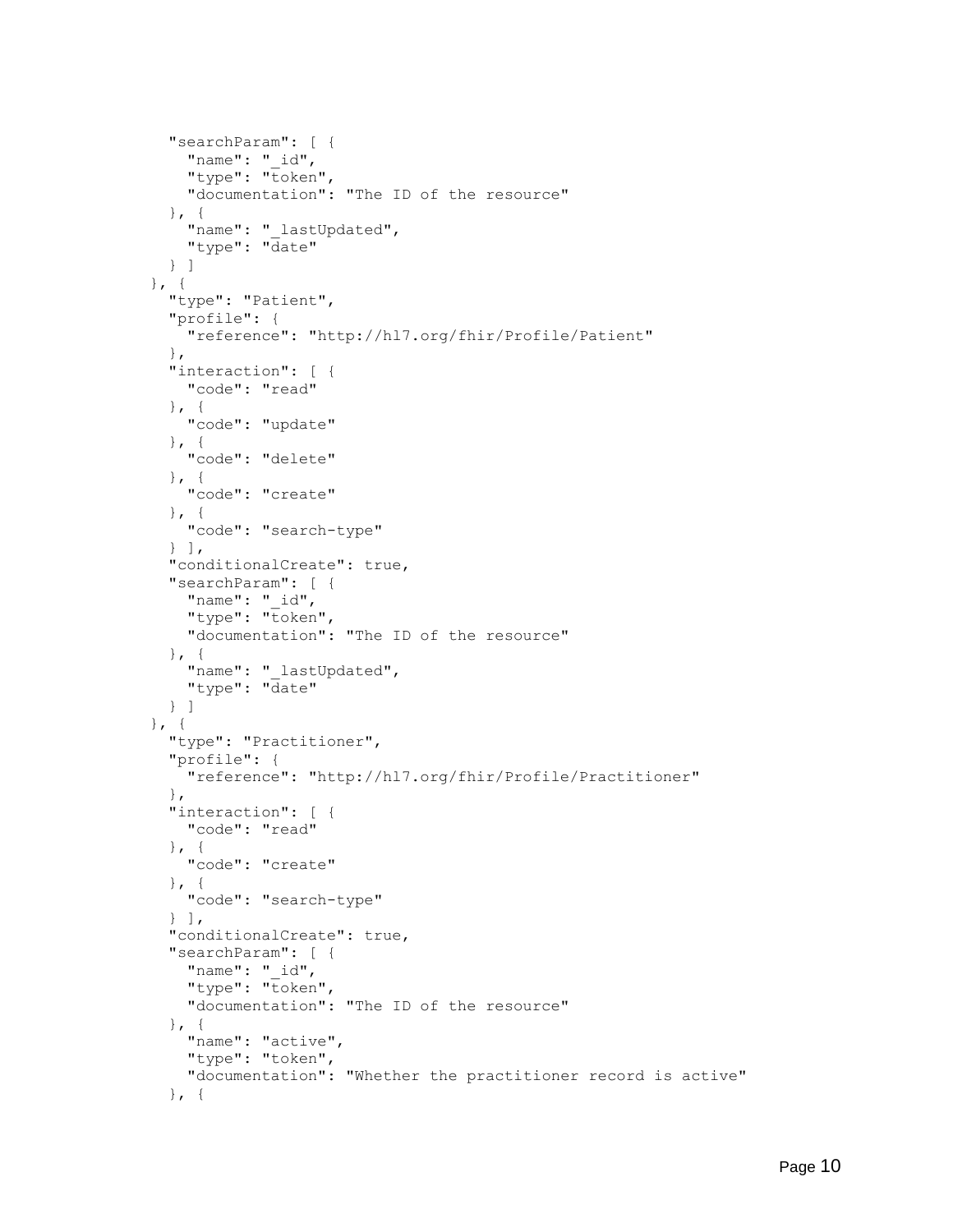```
    "searchParam": [ {
      "name": "_id",
      "type": "token",
      "documentation": "The ID of the resource"
    }, {
      "name": "_lastUpdated",
      "type": "date"
    } ]
  }, {
    "type": "Patient",
    "profile": {
      "reference": "http://hl7.org/fhir/Profile/Patient"
    },
    "interaction": [ {
      "code": "read"
    }, {
      "code": "update"
    }, {
      "code": "delete"
    }, {
      "code": "create"
    }, {
      "code": "search-type"
    } ],
    "conditionalCreate": true,
    "searchParam": [ {
      "name": "_id",
      "type": "token",
      "documentation": "The ID of the resource"
    }, {
      "name": "_lastUpdated",
      "type": "date"
    } ]
  }, {
    "type": "Practitioner",
    "profile": {
      "reference": "http://hl7.org/fhir/Profile/Practitioner"
    },
    "interaction": [ {
      "code": "read"
    }, {
      "code": "create"
    }, {
      "code": "search-type"
    } ],
    "conditionalCreate": true,
    "searchParam": [ {
      "name": "_id",
      "type": "token",
      "documentation": "The ID of the resource"
    }, {
      "name": "active",
      "type": "token",
      "documentation": "Whether the practitioner record is active"
    }, {
```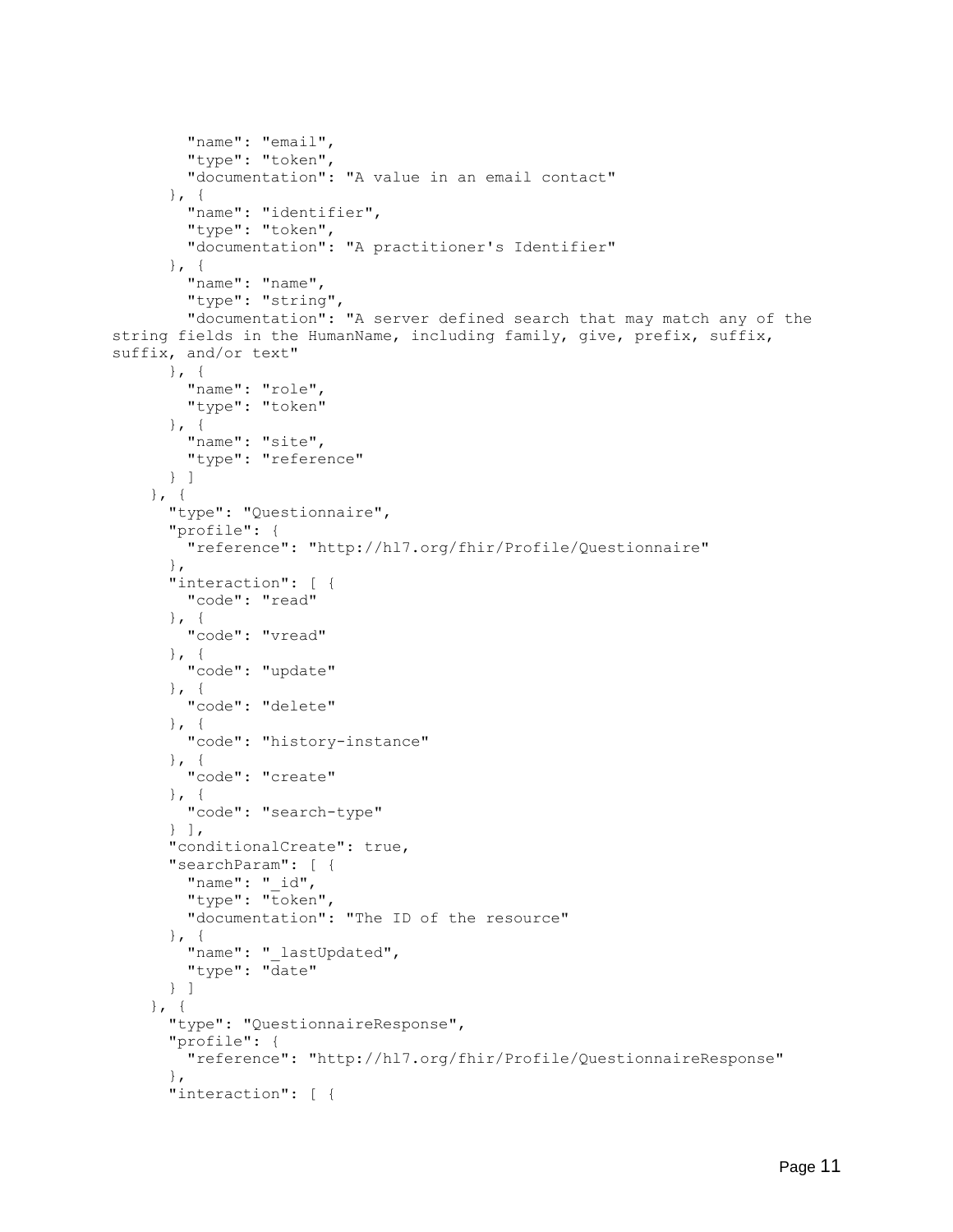```
        "name": "email",
        "type": "token",
        "documentation": "A value in an email contact"
      }, {
        "name": "identifier",
        "type": "token",
        "documentation": "A practitioner's Identifier"
      }, {
        "name": "name",
        "type": "string",
        "documentation": "A server defined search that may match any of the
string fields in the HumanName, including family, give, prefix, suffix,
suffix, and/or text"
      }, {
        "name": "role",
        "type": "token"
      }, {
        "name": "site",
        "type": "reference"
      } ]
    }, {
      "type": "Questionnaire",
      "profile": {
        "reference": "http://hl7.org/fhir/Profile/Questionnaire"
      },
      "interaction": [ {
        "code": "read"
      }, {
        "code": "vread"
      }, {
        "code": "update"
      }, {
        "code": "delete"
      }, {
        "code": "history-instance"
      }, {
        "code": "create"
      }, {
        "code": "search-type"
      } ],
      "conditionalCreate": true,
      "searchParam": [ {
        "name": "_id",
        "type": "token",
        "documentation": "The ID of the resource"
      }, {
        "name": "_lastUpdated",
        "type": "date"
      } ]
    }, {
      "type": "QuestionnaireResponse",
      "profile": {
        "reference": "http://hl7.org/fhir/Profile/QuestionnaireResponse"
      },
      "interaction": [ {
```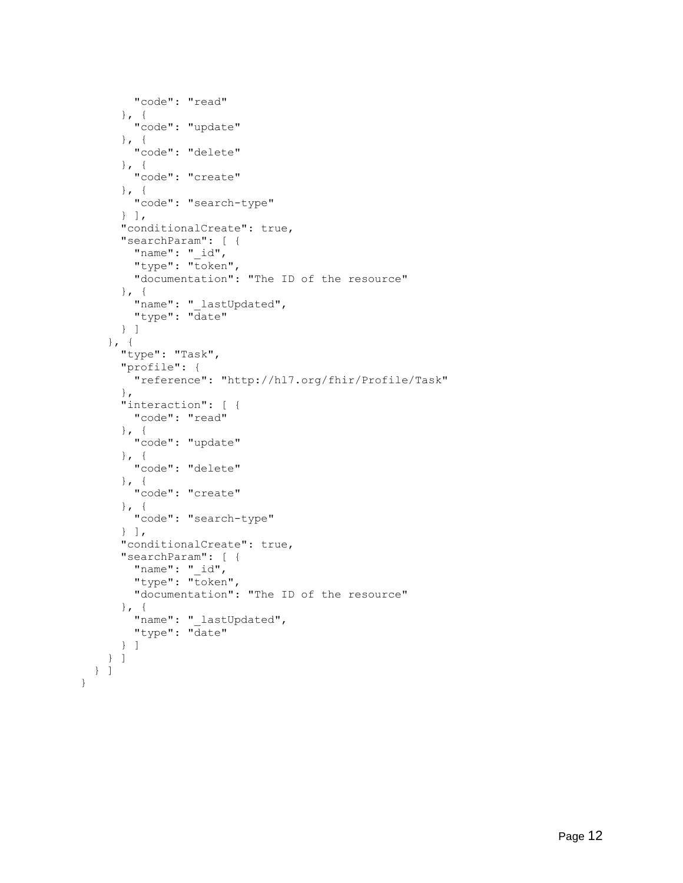```
        "code": "read"
      }, {
        "code": "update"
      }, {
        "code": "delete"
      }, {
        "code": "create"
      }, {
        "code": "search-type"
      } ],
      "conditionalCreate": true,
      "searchParam": [ {
        "name": "_id",
        "type": "token",
        "documentation": "The ID of the resource"
      }, {
        "name": "_lastUpdated",
        "type": "date"
      } ]
    }, {
      "type": "Task",
      "profile": {
        "reference": "http://hl7.org/fhir/Profile/Task"
      },
      "interaction": [ {
        "code": "read"
      }, {
        "code": "update"
      }, {
        "code": "delete"
      }, {
        "code": "create"
      }, {
        "code": "search-type"
      } ],
      "conditionalCreate": true,
      "searchParam": [ {
        "name": "_id",
        "type": "token",
        "documentation": "The ID of the resource"
      }, {
        "name": "_lastUpdated",
        "type": "date"
      } ]
    } ]
  } ]
}
```